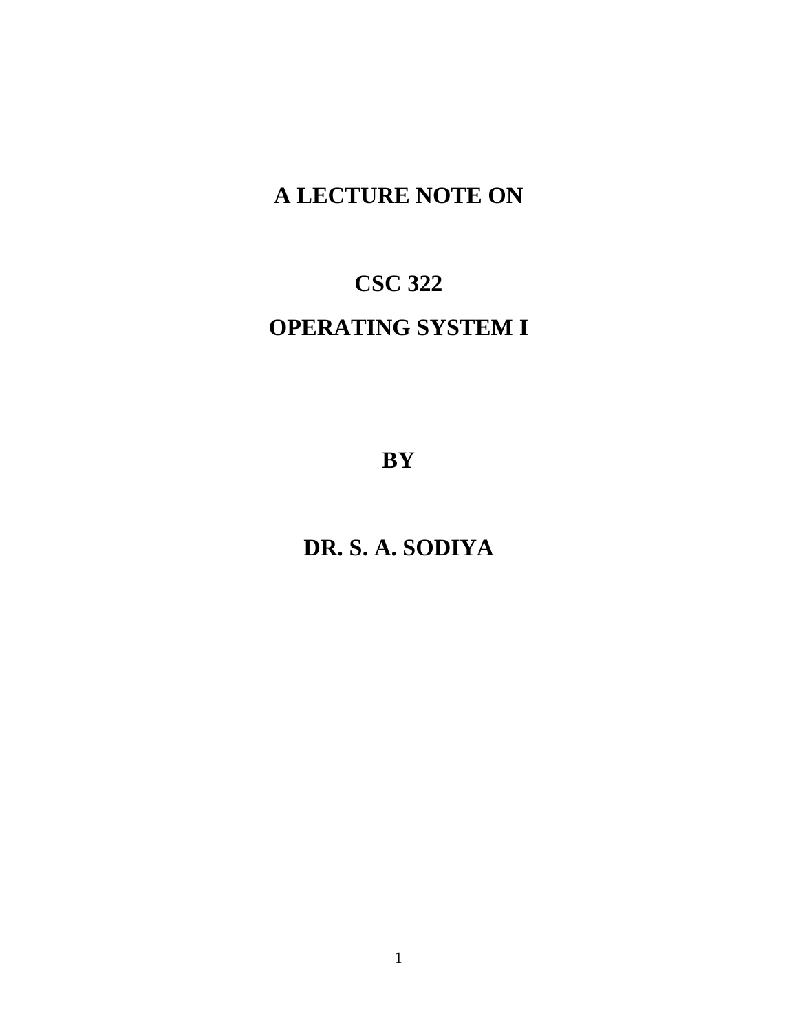# A LECTURE NOTE ON

# CSC 322

# OPERATING SYSTEM I

**BY**

**DR. S. A. SODIYA**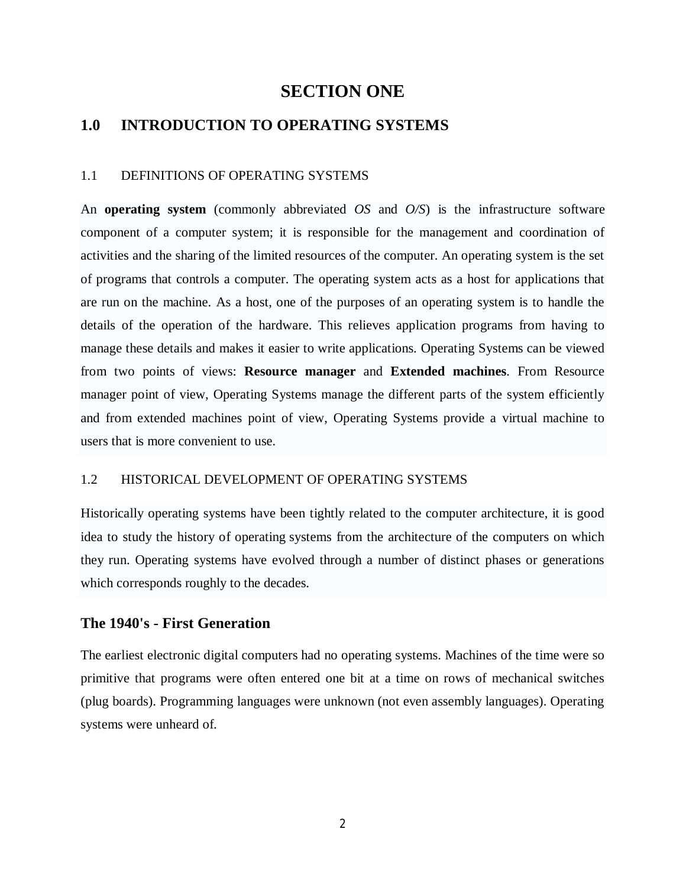# SECTION ONE

## 1.0 INTRODUCTION TO OPERATING SYSTEMS

### 1.1 DEFINITIONS OF OPERATING SYSTEMS

An **operating system** (commonly abbreviated *OS* and *O/S*) is the infrastructure software component of a computer system; it is responsible for the management and coordination of activities and the sharing of the limited resources of the computer. An operating system is the set of programs that controls a computer. The operating system acts as a host for applications that are run on the machine. As a host, one of the purposes of an operating system is to handle the details of the operation of the hardware. This relieves application programs from having to manage these details and makes it easier to write applications. Operating Systems can be viewed from two points of views: **Resource manager** and **Extended machines**. From Resource manager point of view, Operating Systems manage the different parts of the system efficiently and from extended machines point of view, Operating Systems provide a virtual machine to users that is more convenient to use.

### 1.2 HISTORICAL DEVELOPMENT OF OPERATING SYSTEMS

Historically operating systems have been tightly related to the computer architecture, it is good idea to study the history of operating systems from the architecture of the computers on which they run. Operating systems have evolved through a number of distinct phases or generations which corresponds roughly to the decades.

### The 1940's - First Generation

The earliest electronic digital computers had no operating systems. Machines of the time were so primitive that programs were often entered one bit at a time on rows of mechanical switches (plug boards). Programming languages were unknown (not even assembly languages). Operating systems were unheard of.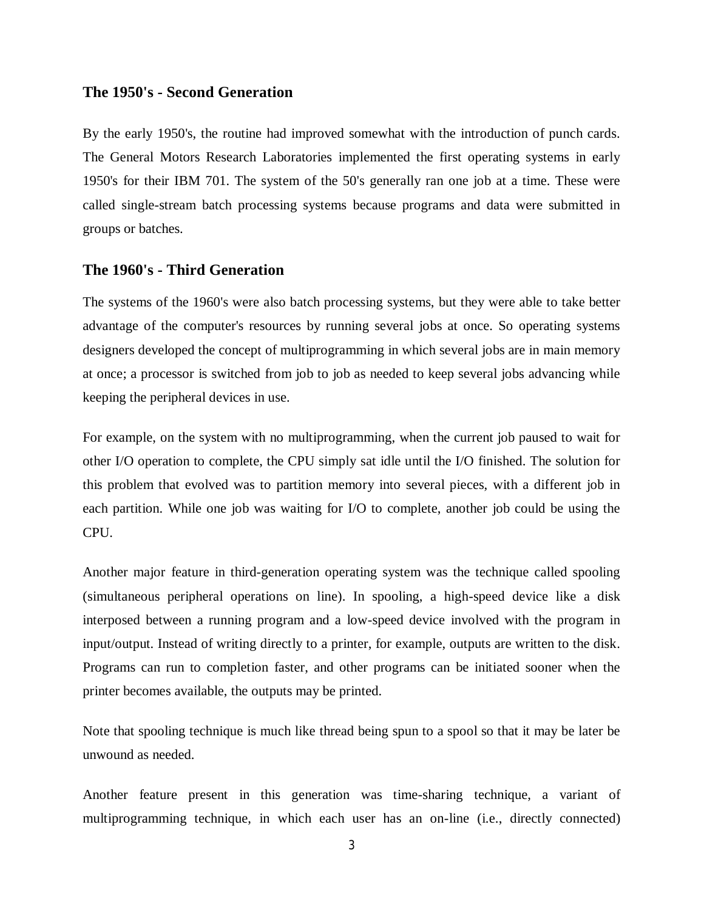### The 1950's - Second Generation

By the early 1950's, the routine had improved somewhat with the introduction of punch cards. The General Motors Research Laboratories implemented the first operating systems in early 1950's for their IBM 701. The system of the 50's generally ran one job at a time. These were called single-stream batch processing systems because programs and data were submitted in groups or batches.

### The 1960's - Third Generation

The systems of the 1960's were also batch processing systems, but they were able to take better advantage of the computer's resources by running several jobs at once. So operating systems designers developed the concept of multiprogramming in which several jobs are in main memory at once; a processor is switched from job to job as needed to keep several jobs advancing while keeping the peripheral devices in use.

For example, on the system with no multiprogramming, when the current job paused to wait for other I/O operation to complete, the CPU simply sat idle until the I/O finished. The solution for this problem that evolved was to partition memory into several pieces, with a different job in each partition. While one job was waiting for I/O to complete, another job could be using the CPU.

Another major feature in third-generation operating system was the technique called spooling (simultaneous peripheral operations on line). In spooling, a high-speed device like a disk interposed between a running program and a low-speed device involved with the program in input/output. Instead of writing directly to a printer, for example, outputs are written to the disk. Programs can run to completion faster, and other programs can be initiated sooner when the printer becomes available, the outputs may be printed.

Note that spooling technique is much like thread being spun to a spool so that it may be later be unwound as needed.

Another feature present in this generation was time-sharing technique, a variant of multiprogramming technique, in which each user has an on-line (i.e., directly connected)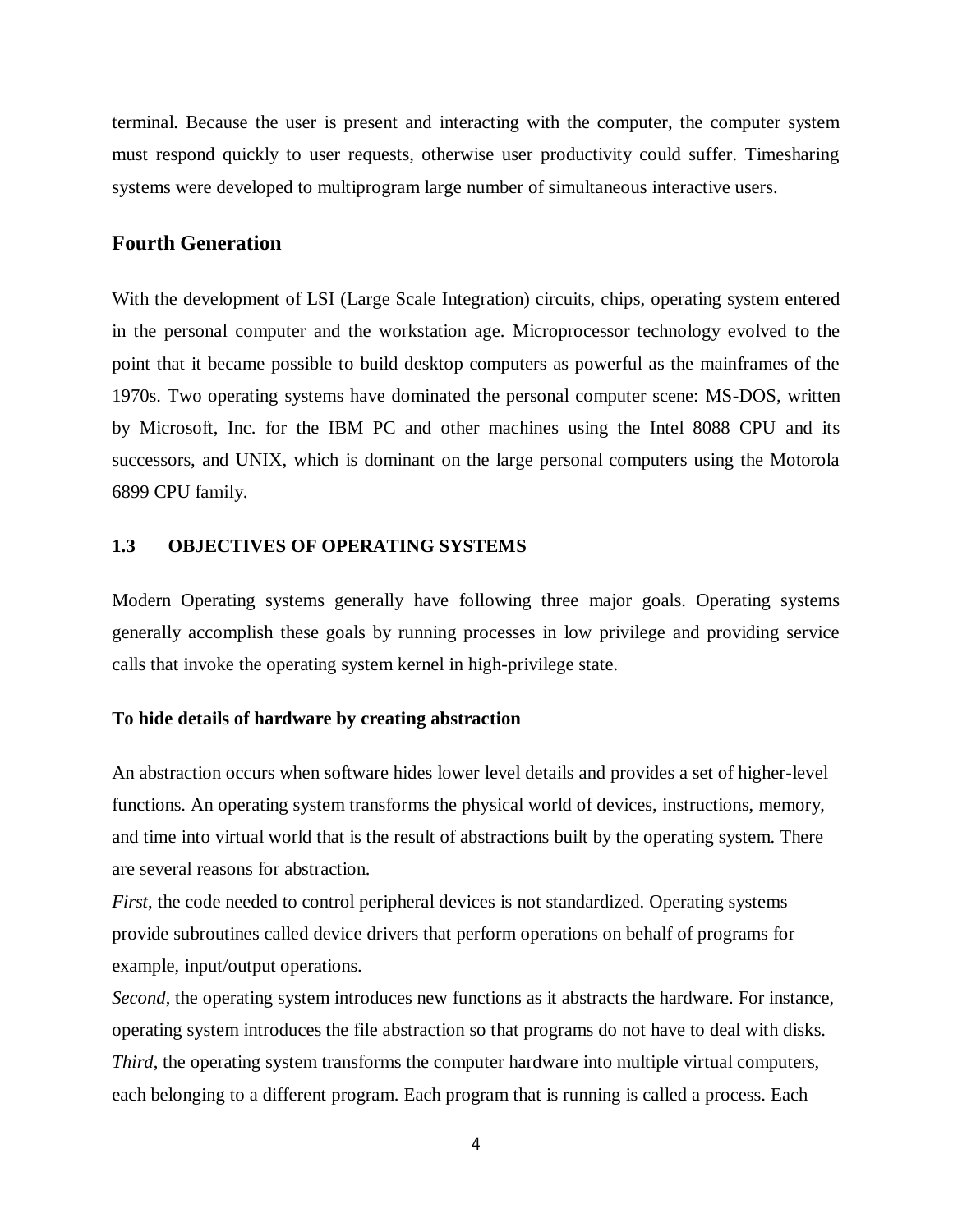terminal. Because the user is present and interacting with the computer, the computer system must respond quickly to user requests, otherwise user productivity could suffer. Timesharing systems were developed to multiprogram large number of simultaneous interactive users.

## Fourth Generation

With the development of LSI (Large Scale Integration) circuits, chips, operating system entered in the personal computer and the workstation age. Microprocessor technology evolved to the point that it became possible to build desktop computers as powerful as the mainframes of the 1970s. Two operating systems have dominated the personal computer scene: MS-DOS, written by Microsoft, Inc. for the IBM PC and other machines using the Intel 8088 CPU and its successors, and UNIX, which is dominant on the large personal computers using the Motorola 6899 CPU family.

### 1.3 OBJECTIVES OF OPERATING SYSTEMS

Modern Operating systems generally have following three major goals. Operating systems generally accomplish these goals by running processes in low privilege and providing service calls that invoke the operating system kernel in high-privilege state.

**To hide details of hardware by creating abstraction**

An abstraction occurs when software hides lower level details and provides a set of higher-level functions. An operating system transforms the physical world of devices, instructions, memory, and time into virtual world that is the result of abstractions built by the operating system. There are several reasons for abstraction.

*First*, the code needed to control peripheral devices is not standardized. Operating systems provide subroutines called device drivers that perform operations on behalf of programs for example, input/output operations.

*Second*, the operating system introduces new functions as it abstracts the hardware. For instance, operating system introduces the file abstraction so that programs do not have to deal with disks.

*Third*, the operating system transforms the computer hardware into multiple virtual computers, each belonging to a different program. Each program that is running is called a process. Each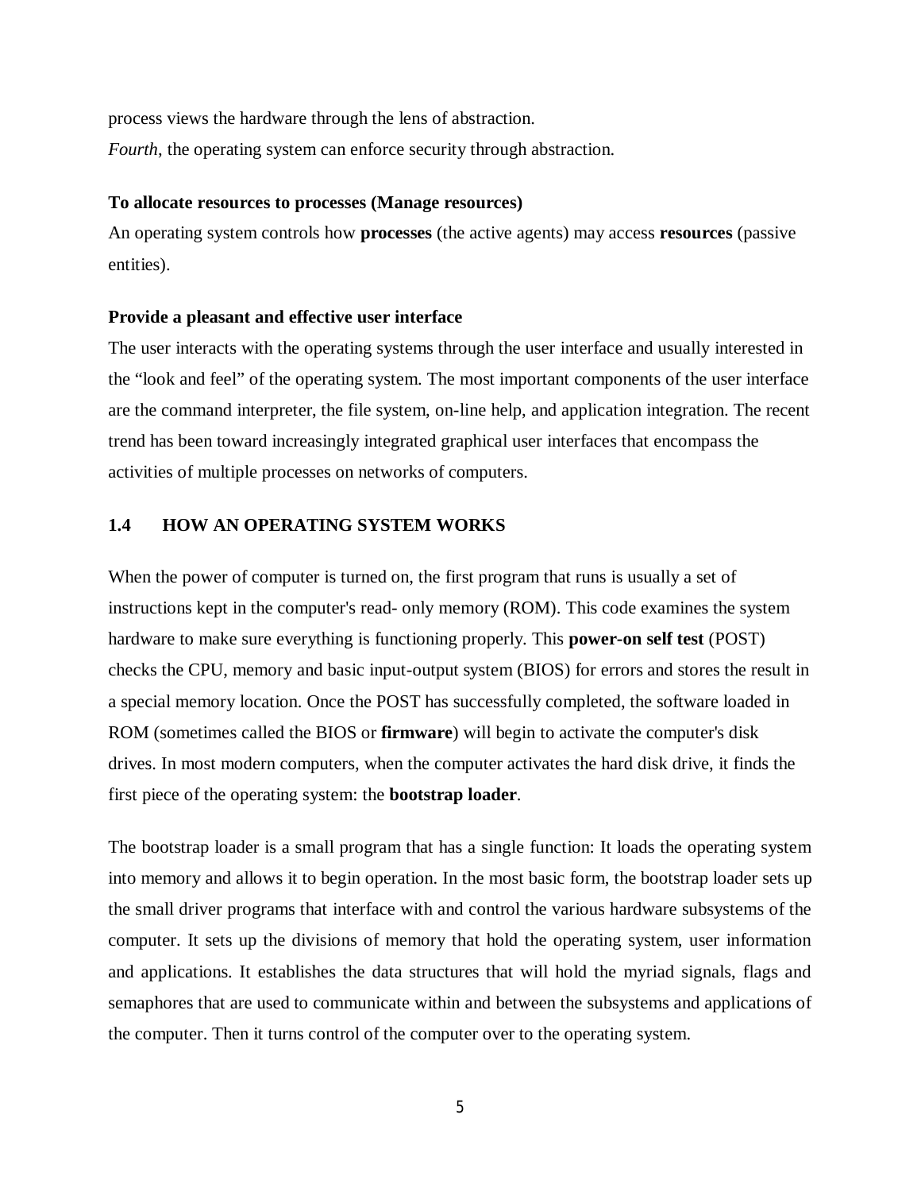process views the hardware through the lens of abstraction.

*Fourth*, the operating system can enforce security through abstraction.

**To allocate resources to processes (Manage resources)**

An operating system controls how **processes** (the active agents) may access **resources** (passive entities).

**Provide a pleasant and effective user interface**

The user interacts with the operating systems through the user interface and usually interested in the "look and feel" of the operating system. The most important components of the user interface are the command interpreter, the file system, on-line help, and application integration. The recent trend has been toward increasingly integrated graphical user interfaces that encompass the activities of multiple processes on networks of computers.

## 1.4 HOW AN OPERATING SYSTEM WORKS

When the power of computer is turned on, the first program that runs is usually a set of instructions kept in the computer's read- only memory (ROM). This code examines the system hardware to make sure everything is functioning properly. This **power-on self test** (POST) checks the CPU, memory and basic input-output system (BIOS) for errors and stores the result in a special memory location. Once the POST has successfully completed, the software loaded in ROM (sometimes called the BIOS or **firmware**) will begin to activate the computer's disk drives. In most modern computers, when the computer activates the hard disk drive, it finds the first piece of the operating system: the **bootstrap loader**.

The bootstrap loader is a small program that has a single function: It loads the operating system into memory and allows it to begin operation. In the most basic form, the bootstrap loader sets up the small driver programs that interface with and control the various hardware subsystems of the computer. It sets up the divisions of memory that hold the operating system, user information and applications. It establishes the data structures that will hold the myriad signals, flags and semaphores that are used to communicate within and between the subsystems and applications of the computer. Then it turns control of the computer over to the operating system.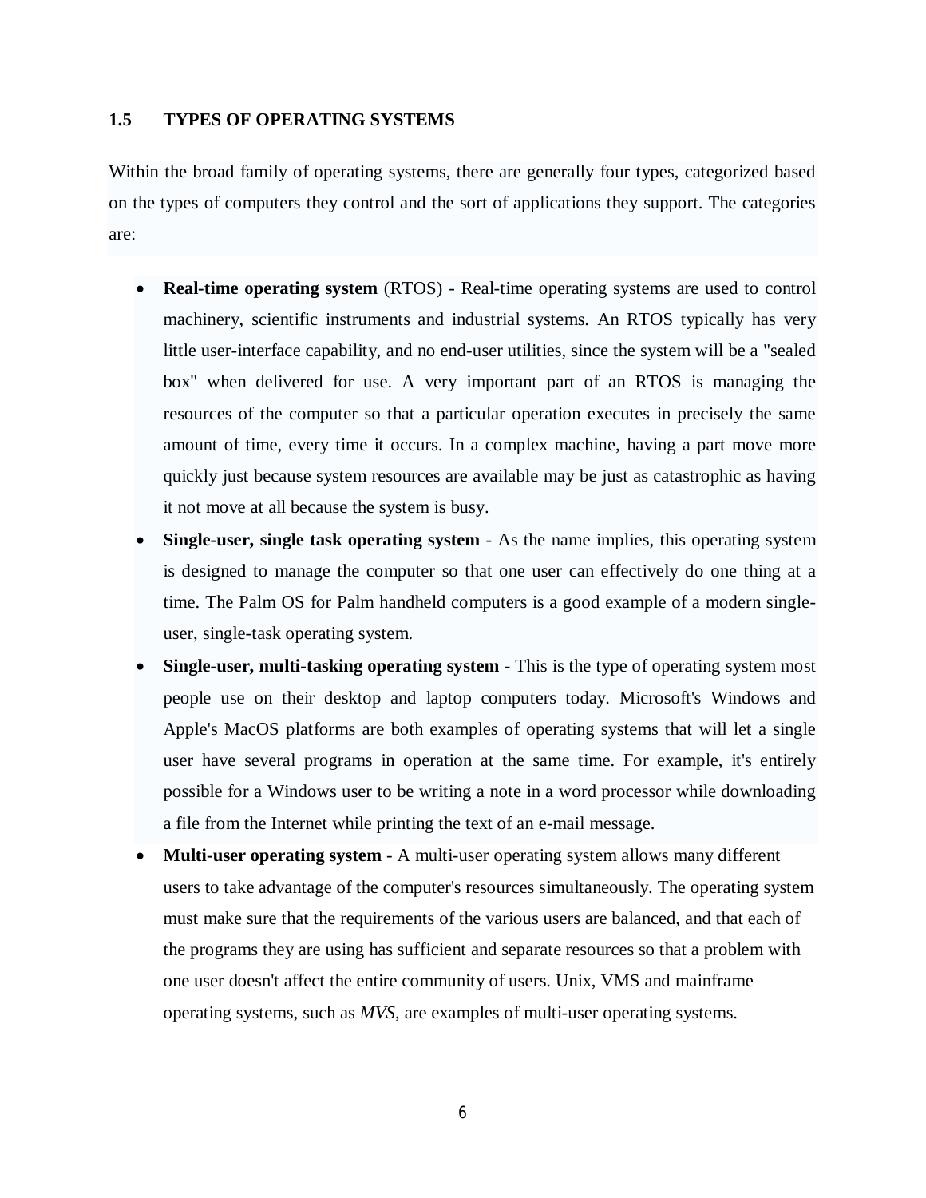## 1.5 TYPES OF OPERATING SYSTEMS

Within the broad family of operating systems, there are generally four types, categorized based on the types of computers they control and the sort of applications they support. The categories are:

- **Real-time operating system** (RTOS) - Real-time operating systems are used to control machinery, scientific instruments and industrial systems. An RTOS typically has very little user-interface capability, and no end-user utilities, since the system will be a "sealed box" when delivered for use. A very important part of an RTOS is managing the resources of the computer so that a particular operation executes in precisely the same amount of time, every time it occurs. In a complex machine, having a part move more quickly just because system resources are available may be just as catastrophic as having it not move at all because the system is busy.
- **Single-user, single task operating system** - As the name implies, this operating system is designed to manage the computer so that one user can effectively do one thing at a time. The Palm OS for Palm handheld computers is a good example of a modern single-user, single-task operating system.
- **Single-user, multi-tasking operating system** - This is the type of operating system most people use on their desktop and laptop computers today. Microsoft's Windows and Apple's MacOS platforms are both examples of operating systems that will let a single user have several programs in operation at the same time. For example, it's entirely possible for a Windows user to be writing a note in a word processor while downloading a file from the Internet while printing the text of an e-mail message.
- **Multi-user operating system** - A multi-user operating system allows many different users to take advantage of the computer's resources simultaneously. The operating system must make sure that the requirements of the various users are balanced, and that each of the programs they are using has sufficient and separate resources so that a problem with one user doesn't affect the entire community of users. Unix, VMS and mainframe operating systems, such as *MVS*, are examples of multi-user operating systems.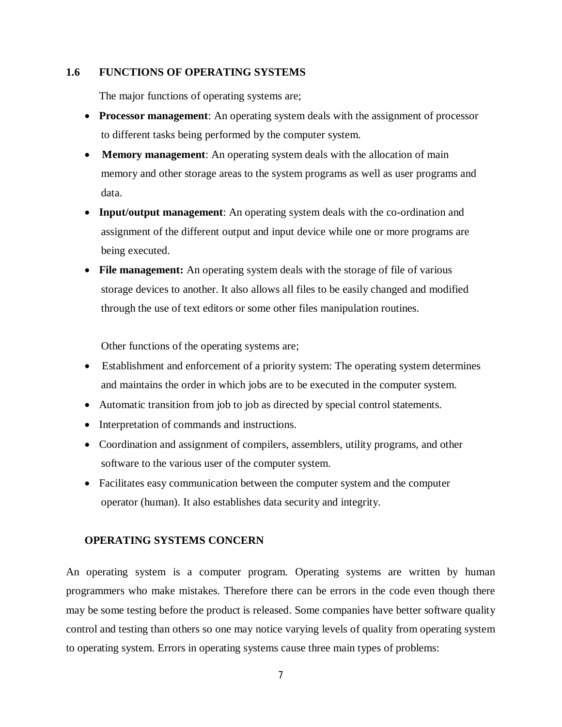## 1.6 FUNCTIONS OF OPERATING SYSTEMS

The major functions of operating systems are;

- **Processor management**: An operating system deals with the assignment of processor to different tasks being performed by the computer system.
- **Memory management**: An operating system deals with the allocation of main memory and other storage areas to the system programs as well as user programs and data.
- **Input/output management**: An operating system deals with the co-ordination and assignment of the different output and input device while one or more programs are being executed.
- **File management:** An operating system deals with the storage of file of various storage devices to another. It also allows all files to be easily changed and modified through the use of text editors or some other files manipulation routines.

Other functions of the operating systems are;

- Establishment and enforcement of a priority system: The operating system determines and maintains the order in which jobs are to be executed in the computer system.
- Automatic transition from job to job as directed by special control statements.
- Interpretation of commands and instructions.
- Coordination and assignment of compilers, assemblers, utility programs, and other software to the various user of the computer system.
- Facilitates easy communication between the computer system and the computer operator (human). It also establishes data security and integrity.

### OPERATING SYSTEMS CONCERN

An operating system is a computer program. Operating systems are written by human programmers who make mistakes. Therefore there can be errors in the code even though there may be some testing before the product is released. Some companies have better software quality control and testing than others so one may notice varying levels of quality from operating system to operating system. Errors in operating systems cause three main types of problems: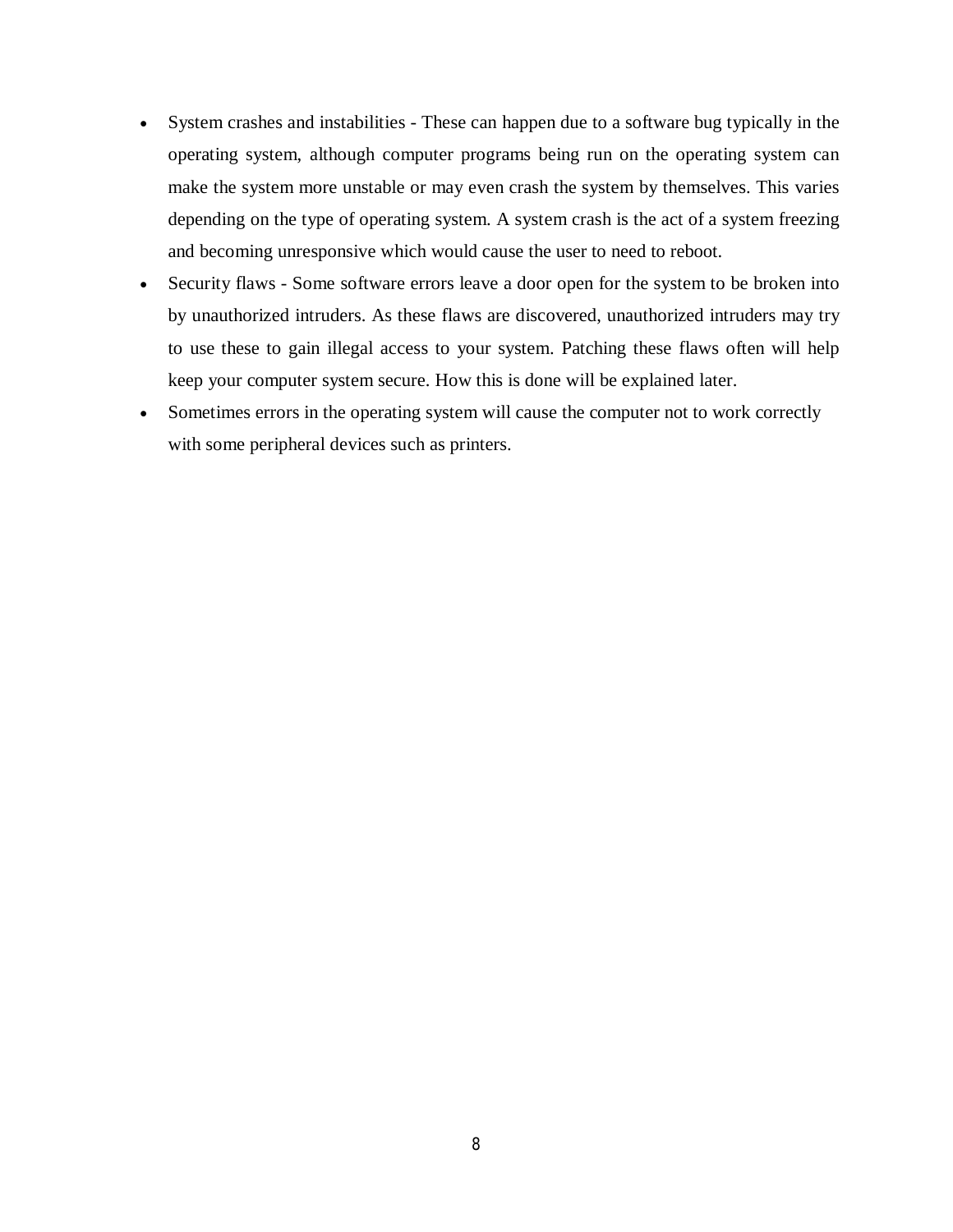- System crashes and instabilities - These can happen due to a software bug typically in the operating system, although computer programs being run on the operating system can make the system more unstable or may even crash the system by themselves. This varies depending on the type of operating system. A system crash is the act of a system freezing and becoming unresponsive which would cause the user to need to reboot.
- Security flaws - Some software errors leave a door open for the system to be broken into by unauthorized intruders. As these flaws are discovered, unauthorized intruders may try to use these to gain illegal access to your system. Patching these flaws often will help keep your computer system secure. How this is done will be explained later.
- Sometimes errors in the operating system will cause the computer not to work correctly with some peripheral devices such as printers.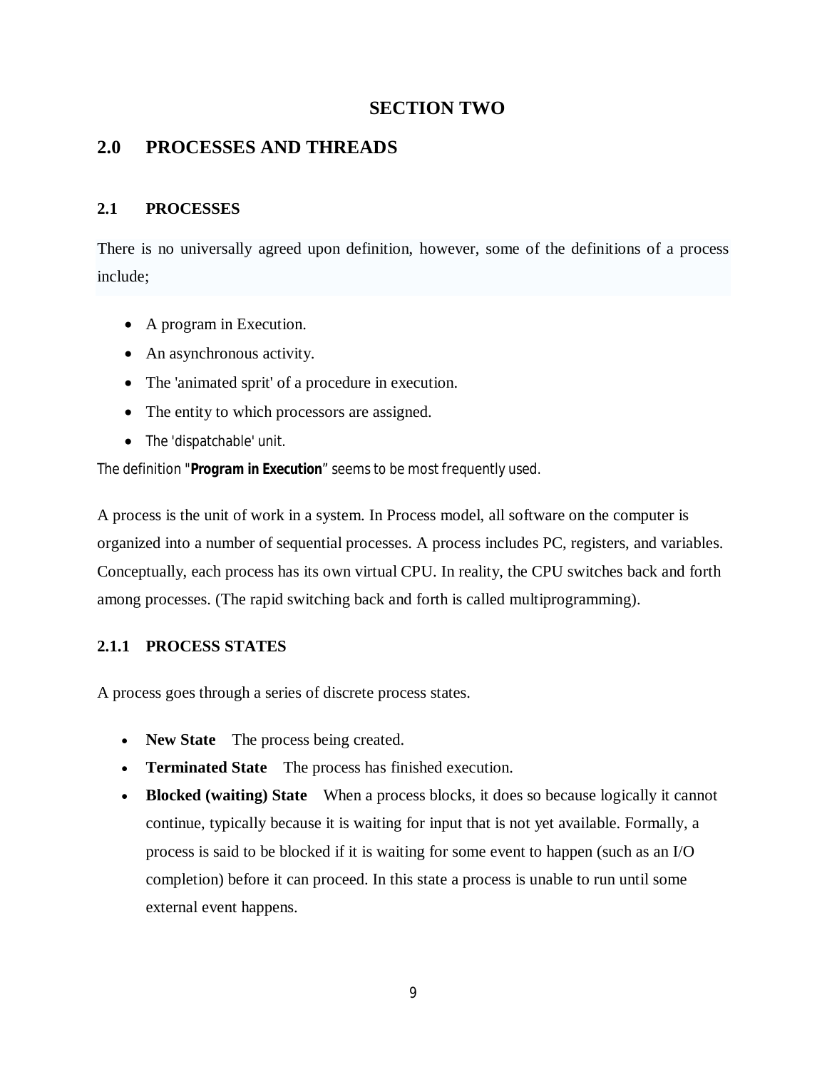# SECTION TWO

## 2.0 PROCESSES AND THREADS

### 2.1 PROCESSES

There is no universally agreed upon definition, however, some of the definitions of a process include;

- A program in Execution.
- An asynchronous activity.
- The 'animated sprit' of a procedure in execution.
- The entity to which processors are assigned.
- The 'dispatchable' unit.

The definition "**Program in Execution**" seems to be most frequently used.

A process is the unit of work in a system. In Process model, all software on the computer is organized into a number of sequential processes. A process includes PC, registers, and variables. Conceptually, each process has its own virtual CPU. In reality, the CPU switches back and forth among processes. (The rapid switching back and forth is called multiprogramming).

#### 2.1.1 PROCESS STATES

A process goes through a series of discrete process states.

- **New State** The process being created.
- **Terminated State** The process has finished execution.
- **Blocked (waiting) State** When a process blocks, it does so because logically it cannot continue, typically because it is waiting for input that is not yet available. Formally, a process is said to be blocked if it is waiting for some event to happen (such as an I/O completion) before it can proceed. In this state a process is unable to run until some external event happens.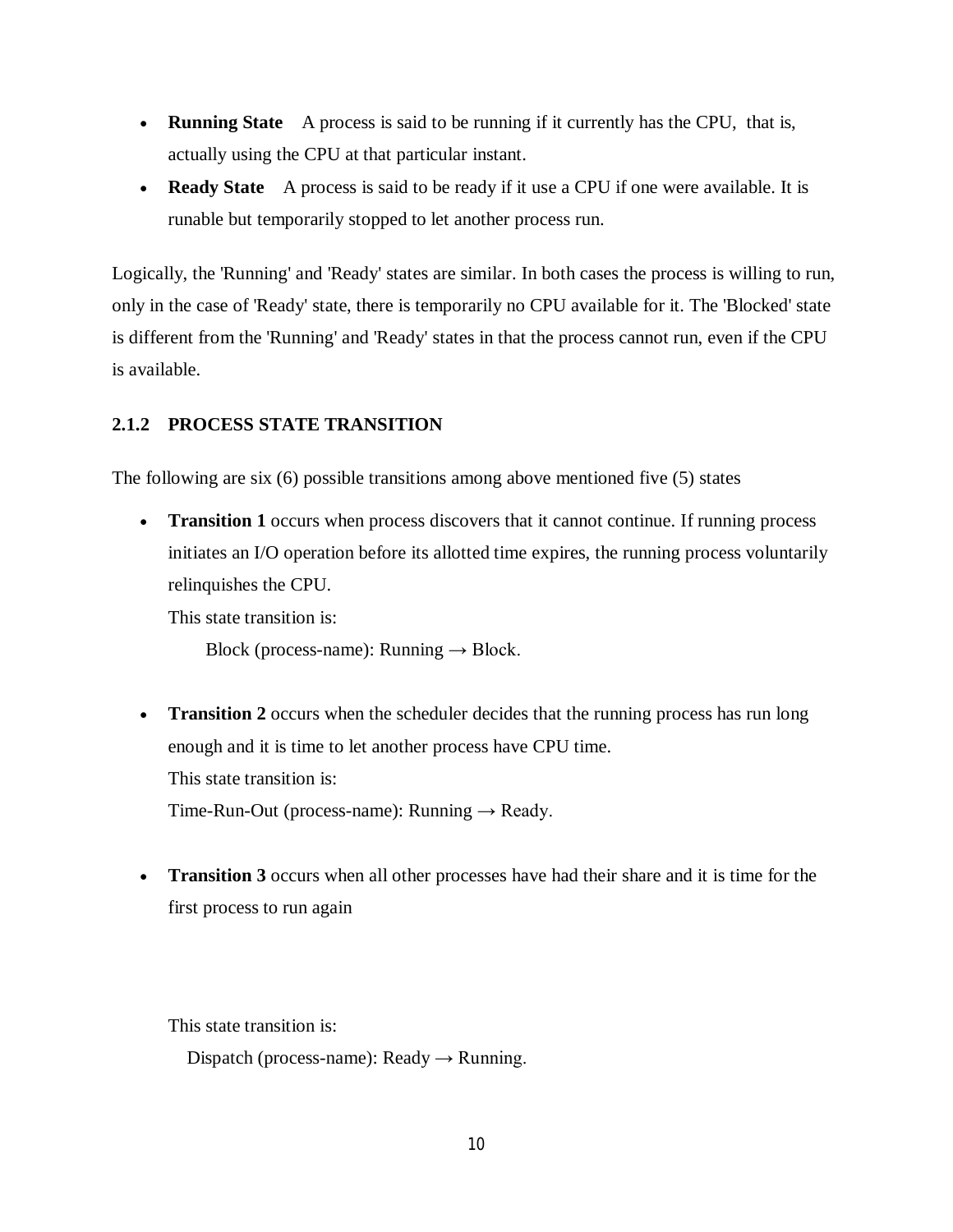- **Running State** A process is said to be running if it currently has the CPU, that is, actually using the CPU at that particular instant.
- **Ready State** A process is said to be ready if it use a CPU if one were available. It is runable but temporarily stopped to let another process run.

Logically, the 'Running' and 'Ready' states are similar. In both cases the process is willing to run, only in the case of 'Ready' state, there is temporarily no CPU available for it. The 'Blocked' state is different from the 'Running' and 'Ready' states in that the process cannot run, even if the CPU is available.

### 2.1.2 PROCESS STATE TRANSITION

The following are six (6) possible transitions among above mentioned five (5) states

- **Transition 1** occurs when process discovers that it cannot continue. If running process initiates an I/O operation before its allotted time expires, the running process voluntarily relinquishes the CPU.

  This state transition is:

  Block (process-name): Running → Block.

- **Transition 2** occurs when the scheduler decides that the running process has run long enough and it is time to let another process have CPU time.

  This state transition is:

  Time-Run-Out (process-name): Running → Ready.

- **Transition 3** occurs when all other processes have had their share and it is time for the first process to run again

  This state transition is:

  Dispatch (process-name): Ready → Running.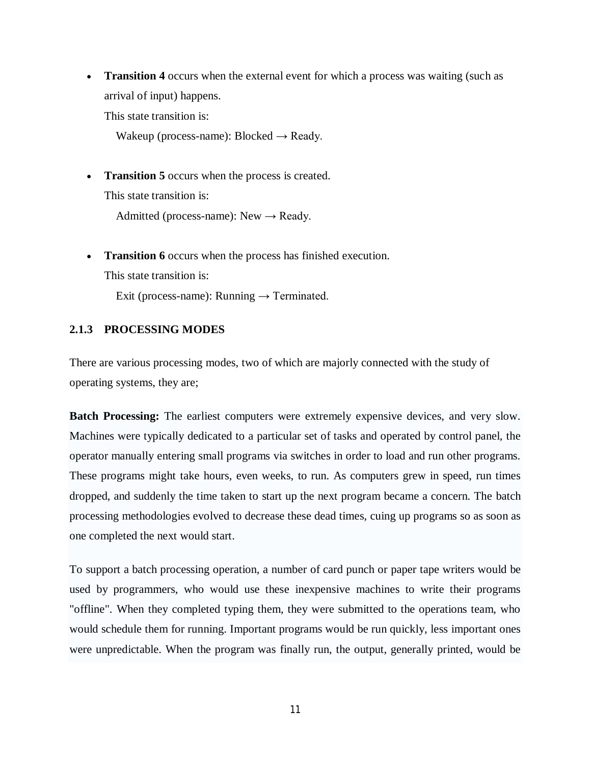- **Transition 4** occurs when the external event for which a process was waiting (such as arrival of input) happens.
  This state transition is:
  Wakeup (process-name): Blocked → Ready.

- **Transition 5** occurs when the process is created.
  This state transition is:
  Admitted (process-name): New → Ready.

- **Transition 6** occurs when the process has finished execution.
  This state transition is:
  Exit (process-name): Running → Terminated.

### 2.1.3 PROCESSING MODES

There are various processing modes, two of which are majorly connected with the study of operating systems, they are;

**Batch Processing:** The earliest computers were extremely expensive devices, and very slow. Machines were typically dedicated to a particular set of tasks and operated by control panel, the operator manually entering small programs via switches in order to load and run other programs. These programs might take hours, even weeks, to run. As computers grew in speed, run times dropped, and suddenly the time taken to start up the next program became a concern. The batch processing methodologies evolved to decrease these dead times, cuing up programs so as soon as one completed the next would start.

To support a batch processing operation, a number of card punch or paper tape writers would be used by programmers, who would use these inexpensive machines to write their programs "offline". When they completed typing them, they were submitted to the operations team, who would schedule them for running. Important programs would be run quickly, less important ones were unpredictable. When the program was finally run, the output, generally printed, would be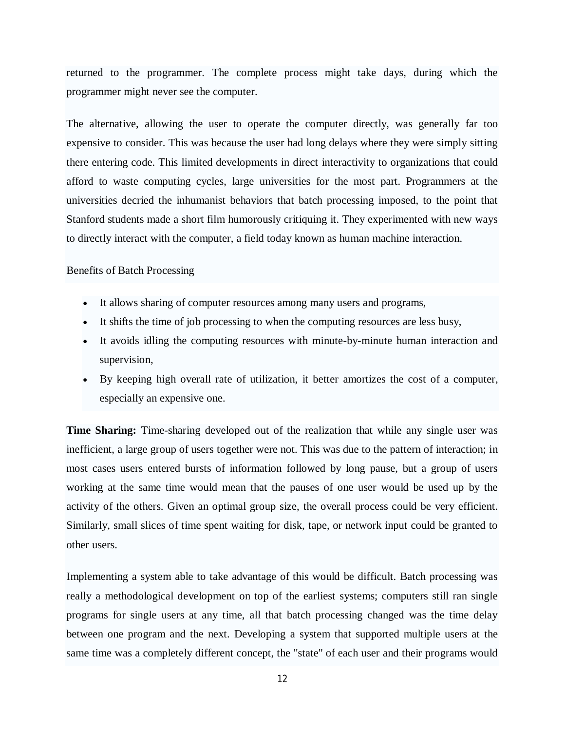returned to the programmer. The complete process might take days, during which the programmer might never see the computer.

The alternative, allowing the user to operate the computer directly, was generally far too expensive to consider. This was because the user had long delays where they were simply sitting there entering code. This limited developments in direct interactivity to organizations that could afford to waste computing cycles, large universities for the most part. Programmers at the universities decried the inhumanist behaviors that batch processing imposed, to the point that Stanford students made a short film humorously critiquing it. They experimented with new ways to directly interact with the computer, a field today known as human machine interaction.

Benefits of Batch Processing

- It allows sharing of computer resources among many users and programs,
- It shifts the time of job processing to when the computing resources are less busy,
- It avoids idling the computing resources with minute-by-minute human interaction and supervision,
- By keeping high overall rate of utilization, it better amortizes the cost of a computer, especially an expensive one.

**Time Sharing:** Time-sharing developed out of the realization that while any single user was inefficient, a large group of users together were not. This was due to the pattern of interaction; in most cases users entered bursts of information followed by long pause, but a group of users working at the same time would mean that the pauses of one user would be used up by the activity of the others. Given an optimal group size, the overall process could be very efficient. Similarly, small slices of time spent waiting for disk, tape, or network input could be granted to other users.

Implementing a system able to take advantage of this would be difficult. Batch processing was really a methodological development on top of the earliest systems; computers still ran single programs for single users at any time, all that batch processing changed was the time delay between one program and the next. Developing a system that supported multiple users at the same time was a completely different concept, the "state" of each user and their programs would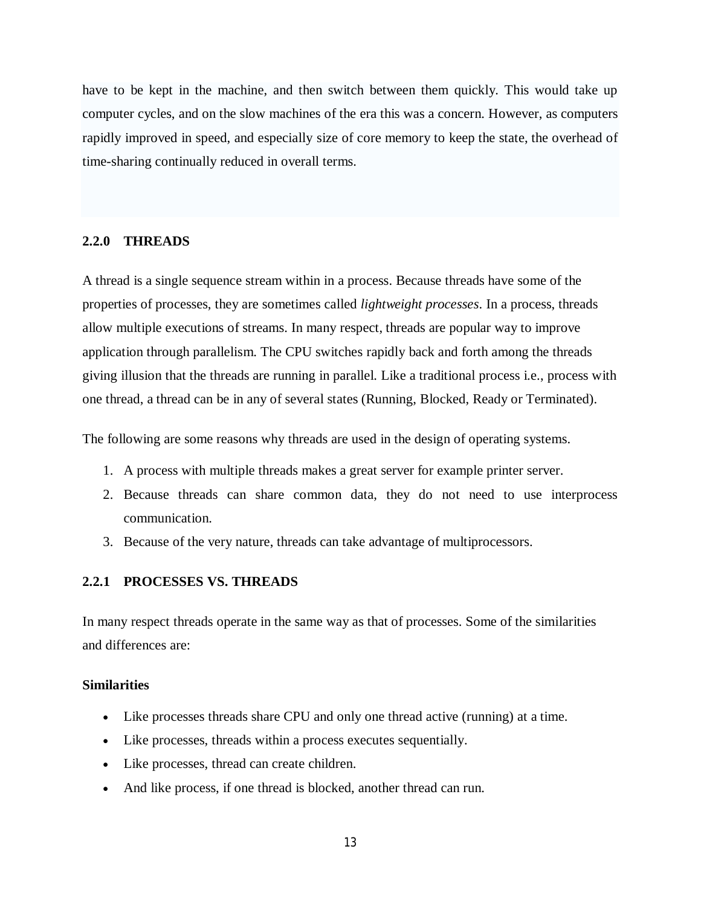have to be kept in the machine, and then switch between them quickly. This would take up computer cycles, and on the slow machines of the era this was a concern. However, as computers rapidly improved in speed, and especially size of core memory to keep the state, the overhead of time-sharing continually reduced in overall terms.

## 2.2.0 THREADS

A thread is a single sequence stream within in a process. Because threads have some of the properties of processes, they are sometimes called *lightweight processes*. In a process, threads allow multiple executions of streams. In many respect, threads are popular way to improve application through parallelism. The CPU switches rapidly back and forth among the threads giving illusion that the threads are running in parallel. Like a traditional process i.e., process with one thread, a thread can be in any of several states (Running, Blocked, Ready or Terminated).

The following are some reasons why threads are used in the design of operating systems.

1. A process with multiple threads makes a great server for example printer server.
2. Because threads can share common data, they do not need to use interprocess communication.
3. Because of the very nature, threads can take advantage of multiprocessors.

## 2.2.1 PROCESSES VS. THREADS

In many respect threads operate in the same way as that of processes. Some of the similarities and differences are:

**Similarities**

- Like processes threads share CPU and only one thread active (running) at a time.
- Like processes, threads within a process executes sequentially.
- Like processes, thread can create children.
- And like process, if one thread is blocked, another thread can run.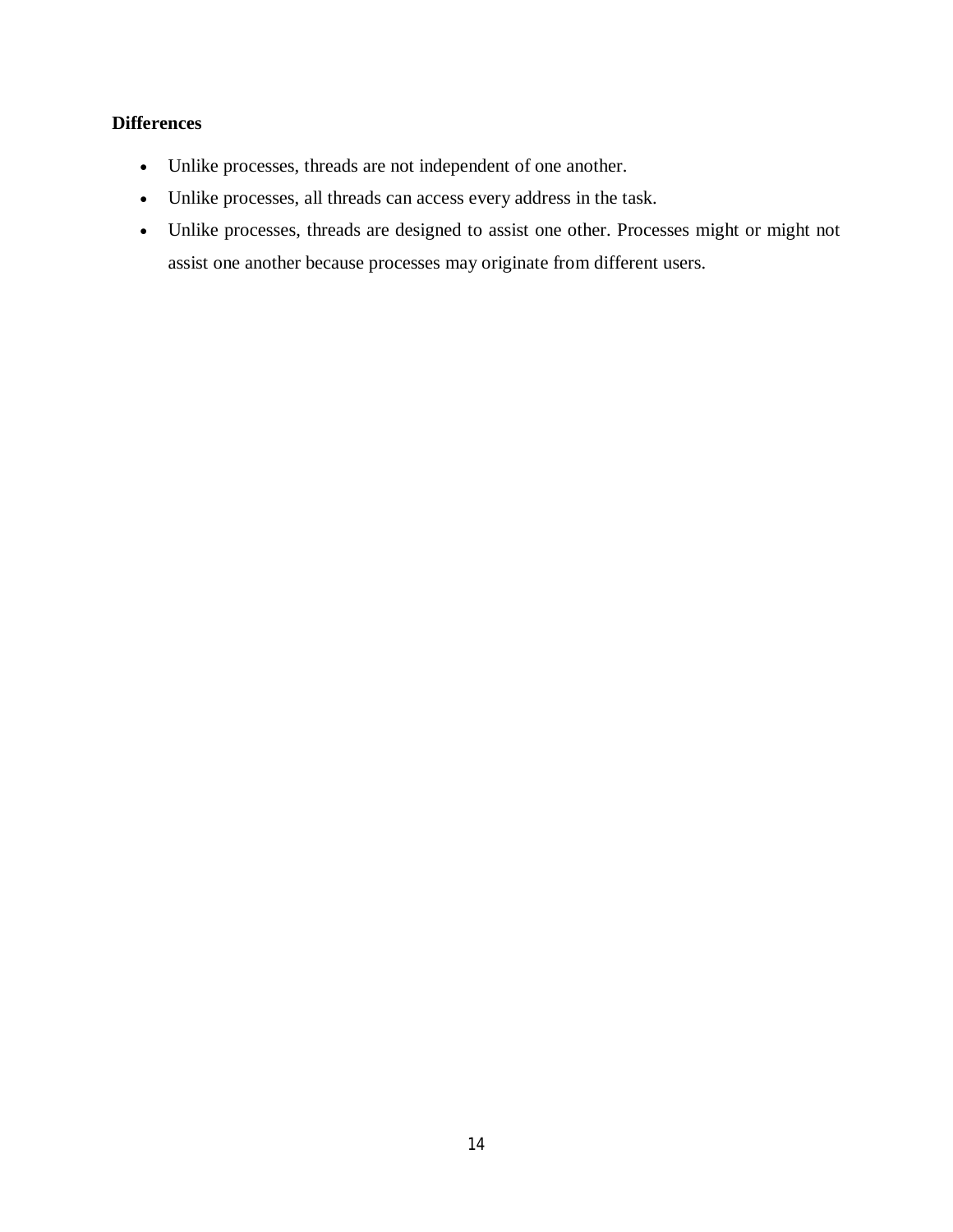**Differences**

- Unlike processes, threads are not independent of one another.
- Unlike processes, all threads can access every address in the task.
- Unlike processes, threads are designed to assist one other. Processes might or might not assist one another because processes may originate from different users.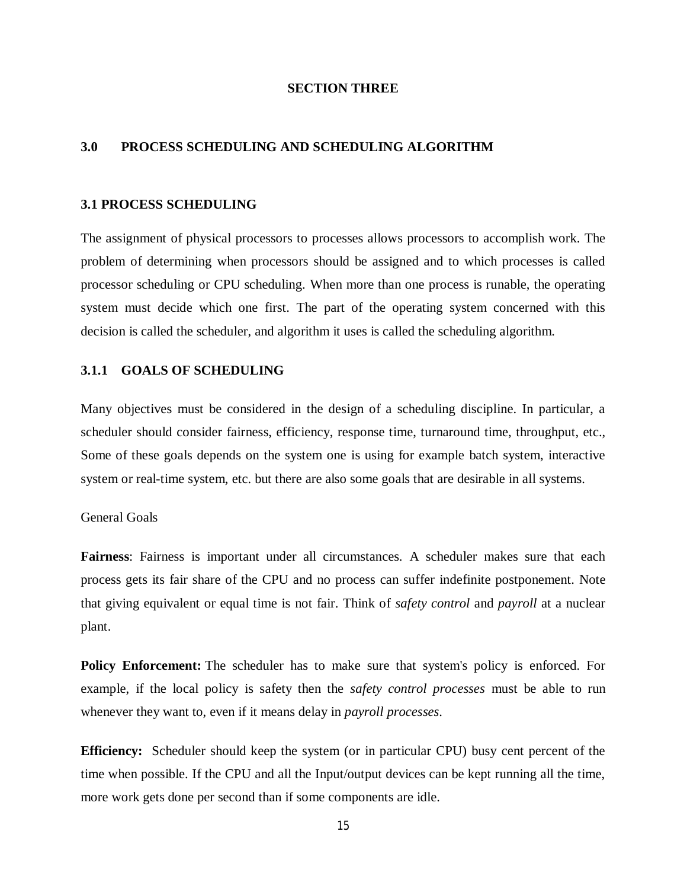# SECTION THREE

## 3.0 PROCESS SCHEDULING AND SCHEDULING ALGORITHM

### 3.1 PROCESS SCHEDULING

The assignment of physical processors to processes allows processors to accomplish work. The problem of determining when processors should be assigned and to which processes is called processor scheduling or CPU scheduling. When more than one process is runable, the operating system must decide which one first. The part of the operating system concerned with this decision is called the scheduler, and algorithm it uses is called the scheduling algorithm.

#### 3.1.1 GOALS OF SCHEDULING

Many objectives must be considered in the design of a scheduling discipline. In particular, a scheduler should consider fairness, efficiency, response time, turnaround time, throughput, etc., Some of these goals depends on the system one is using for example batch system, interactive system or real-time system, etc. but there are also some goals that are desirable in all systems.

General Goals

**Fairness**: Fairness is important under all circumstances. A scheduler makes sure that each process gets its fair share of the CPU and no process can suffer indefinite postponement. Note that giving equivalent or equal time is not fair. Think of *safety control* and *payroll* at a nuclear plant.

**Policy Enforcement:** The scheduler has to make sure that system's policy is enforced. For example, if the local policy is safety then the *safety control processes* must be able to run whenever they want to, even if it means delay in *payroll processes*.

**Efficiency:** Scheduler should keep the system (or in particular CPU) busy cent percent of the time when possible. If the CPU and all the Input/output devices can be kept running all the time, more work gets done per second than if some components are idle.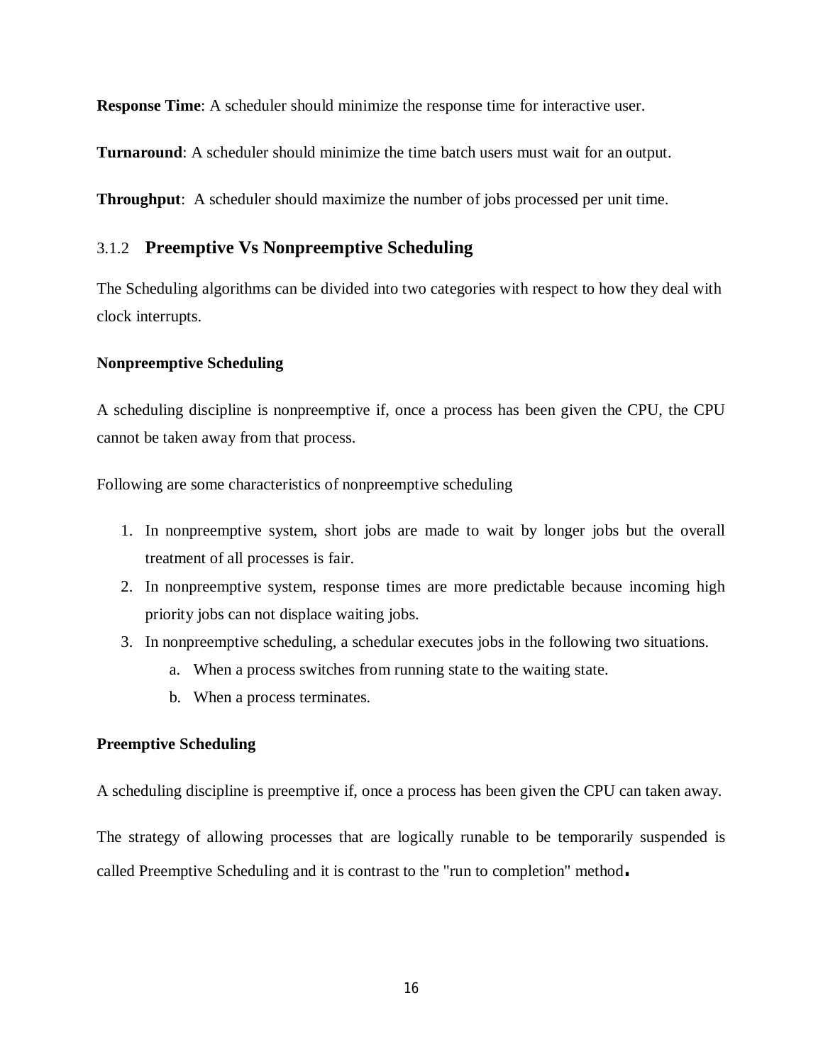**Response Time**: A scheduler should minimize the response time for interactive user.

**Turnaround**: A scheduler should minimize the time batch users must wait for an output.

**Throughput**: A scheduler should maximize the number of jobs processed per unit time.

### 3.1.2 Preemptive Vs Nonpreemptive Scheduling

The Scheduling algorithms can be divided into two categories with respect to how they deal with clock interrupts.

**Nonpreemptive Scheduling**

A scheduling discipline is nonpreemptive if, once a process has been given the CPU, the CPU cannot be taken away from that process.

Following are some characteristics of nonpreemptive scheduling

1. In nonpreemptive system, short jobs are made to wait by longer jobs but the overall treatment of all processes is fair.
2. In nonpreemptive system, response times are more predictable because incoming high priority jobs can not displace waiting jobs.
3. In nonpreemptive scheduling, a schedular executes jobs in the following two situations.
   a. When a process switches from running state to the waiting state.
   b. When a process terminates.

**Preemptive Scheduling**

A scheduling discipline is preemptive if, once a process has been given the CPU can taken away.

The strategy of allowing processes that are logically runable to be temporarily suspended is called Preemptive Scheduling and it is contrast to the "run to completion" method.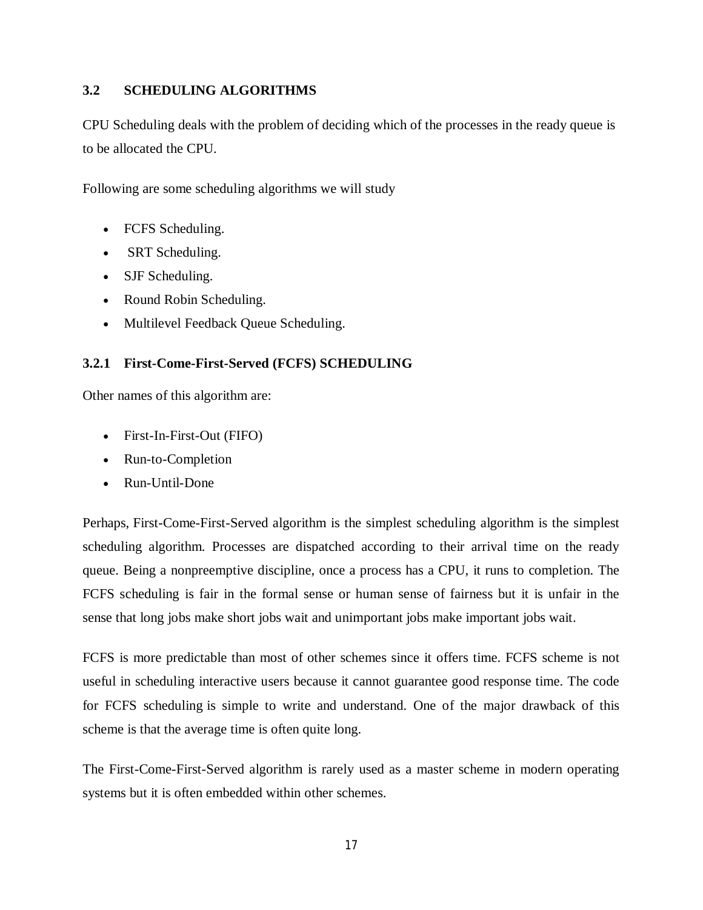### 3.2 SCHEDULING ALGORITHMS

CPU Scheduling deals with the problem of deciding which of the processes in the ready queue is to be allocated the CPU.

Following are some scheduling algorithms we will study

- FCFS Scheduling.
- SRT Scheduling.
- SJF Scheduling.
- Round Robin Scheduling.
- Multilevel Feedback Queue Scheduling.

#### 3.2.1 First-Come-First-Served (FCFS) SCHEDULING

Other names of this algorithm are:

- First-In-First-Out (FIFO)
- Run-to-Completion
- Run-Until-Done

Perhaps, First-Come-First-Served algorithm is the simplest scheduling algorithm is the simplest scheduling algorithm. Processes are dispatched according to their arrival time on the ready queue. Being a nonpreemptive discipline, once a process has a CPU, it runs to completion. The FCFS scheduling is fair in the formal sense or human sense of fairness but it is unfair in the sense that long jobs make short jobs wait and unimportant jobs make important jobs wait.

FCFS is more predictable than most of other schemes since it offers time. FCFS scheme is not useful in scheduling interactive users because it cannot guarantee good response time. The code for FCFS scheduling is simple to write and understand. One of the major drawback of this scheme is that the average time is often quite long.

The First-Come-First-Served algorithm is rarely used as a master scheme in modern operating systems but it is often embedded within other schemes.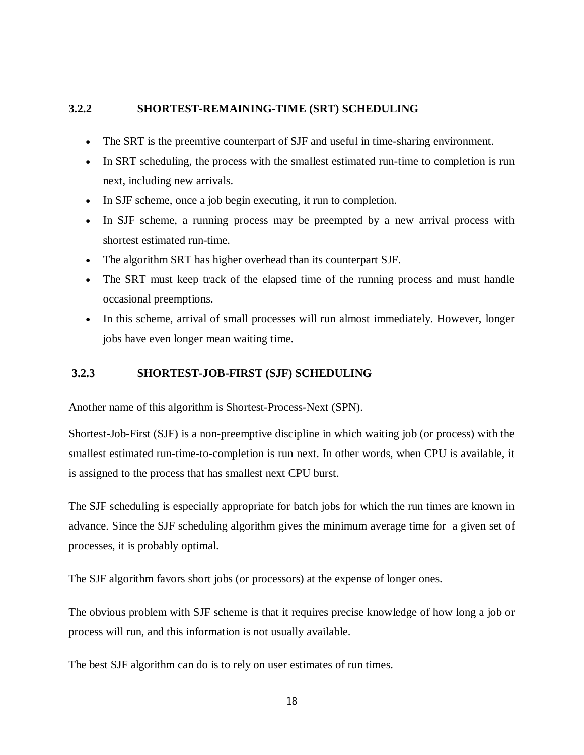### 3.2.2 SHORTEST-REMAINING-TIME (SRT) SCHEDULING

- The SRT is the preemtive counterpart of SJF and useful in time-sharing environment.
- In SRT scheduling, the process with the smallest estimated run-time to completion is run next, including new arrivals.
- In SJF scheme, once a job begin executing, it run to completion.
- In SJF scheme, a running process may be preempted by a new arrival process with shortest estimated run-time.
- The algorithm SRT has higher overhead than its counterpart SJF.
- The SRT must keep track of the elapsed time of the running process and must handle occasional preemptions.
- In this scheme, arrival of small processes will run almost immediately. However, longer jobs have even longer mean waiting time.

### 3.2.3 SHORTEST-JOB-FIRST (SJF) SCHEDULING

Another name of this algorithm is Shortest-Process-Next (SPN).

Shortest-Job-First (SJF) is a non-preemptive discipline in which waiting job (or process) with the smallest estimated run-time-to-completion is run next. In other words, when CPU is available, it is assigned to the process that has smallest next CPU burst.

The SJF scheduling is especially appropriate for batch jobs for which the run times are known in advance. Since the SJF scheduling algorithm gives the minimum average time for a given set of processes, it is probably optimal.

The SJF algorithm favors short jobs (or processors) at the expense of longer ones.

The obvious problem with SJF scheme is that it requires precise knowledge of how long a job or process will run, and this information is not usually available.

The best SJF algorithm can do is to rely on user estimates of run times.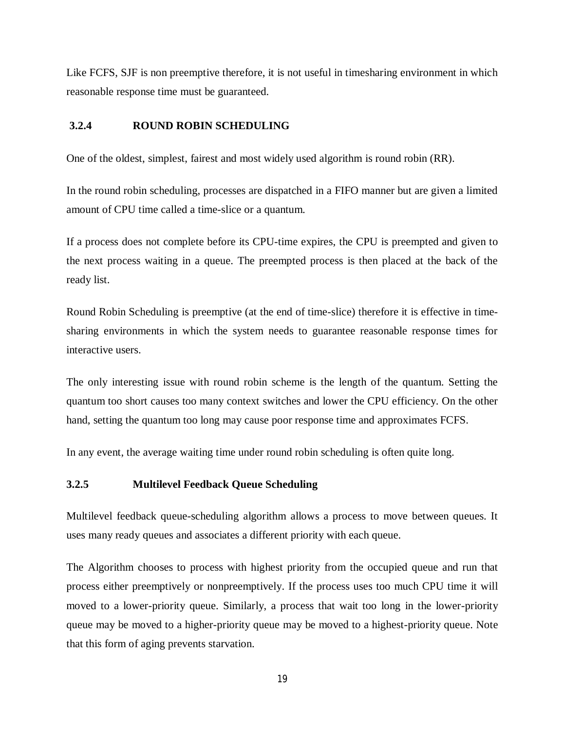Like FCFS, SJF is non preemptive therefore, it is not useful in timesharing environment in which reasonable response time must be guaranteed.

### 3.2.4 ROUND ROBIN SCHEDULING

One of the oldest, simplest, fairest and most widely used algorithm is round robin (RR).

In the round robin scheduling, processes are dispatched in a FIFO manner but are given a limited amount of CPU time called a time-slice or a quantum.

If a process does not complete before its CPU-time expires, the CPU is preempted and given to the next process waiting in a queue. The preempted process is then placed at the back of the ready list.

Round Robin Scheduling is preemptive (at the end of time-slice) therefore it is effective in time-sharing environments in which the system needs to guarantee reasonable response times for interactive users.

The only interesting issue with round robin scheme is the length of the quantum. Setting the quantum too short causes too many context switches and lower the CPU efficiency. On the other hand, setting the quantum too long may cause poor response time and approximates FCFS.

In any event, the average waiting time under round robin scheduling is often quite long.

### 3.2.5 Multilevel Feedback Queue Scheduling

Multilevel feedback queue-scheduling algorithm allows a process to move between queues. It uses many ready queues and associates a different priority with each queue.

The Algorithm chooses to process with highest priority from the occupied queue and run that process either preemptively or nonpreemptively. If the process uses too much CPU time it will moved to a lower-priority queue. Similarly, a process that wait too long in the lower-priority queue may be moved to a higher-priority queue may be moved to a highest-priority queue. Note that this form of aging prevents starvation.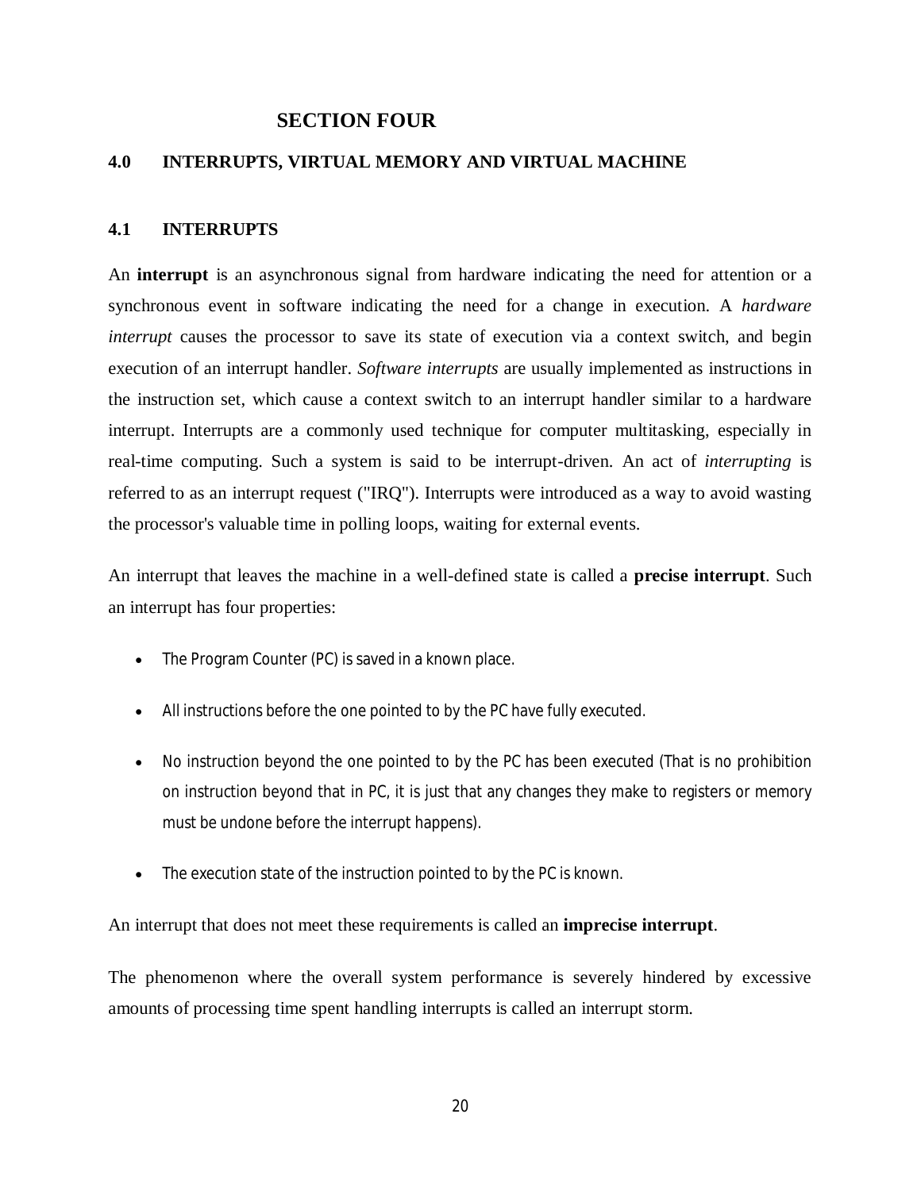# SECTION FOUR

## 4.0 INTERRUPTS, VIRTUAL MEMORY AND VIRTUAL MACHINE

### 4.1 INTERRUPTS

An **interrupt** is an asynchronous signal from hardware indicating the need for attention or a synchronous event in software indicating the need for a change in execution. A *hardware interrupt* causes the processor to save its state of execution via a context switch, and begin execution of an interrupt handler. *Software interrupts* are usually implemented as instructions in the instruction set, which cause a context switch to an interrupt handler similar to a hardware interrupt. Interrupts are a commonly used technique for computer multitasking, especially in real-time computing. Such a system is said to be interrupt-driven. An act of *interrupting* is referred to as an interrupt request ("IRQ"). Interrupts were introduced as a way to avoid wasting the processor's valuable time in polling loops, waiting for external events.

An interrupt that leaves the machine in a well-defined state is called a **precise interrupt**. Such an interrupt has four properties:

- The Program Counter (PC) is saved in a known place.
- All instructions before the one pointed to by the PC have fully executed.
- No instruction beyond the one pointed to by the PC has been executed (That is no prohibition on instruction beyond that in PC, it is just that any changes they make to registers or memory must be undone before the interrupt happens).
- The execution state of the instruction pointed to by the PC is known.

An interrupt that does not meet these requirements is called an **imprecise interrupt**.

The phenomenon where the overall system performance is severely hindered by excessive amounts of processing time spent handling interrupts is called an interrupt storm.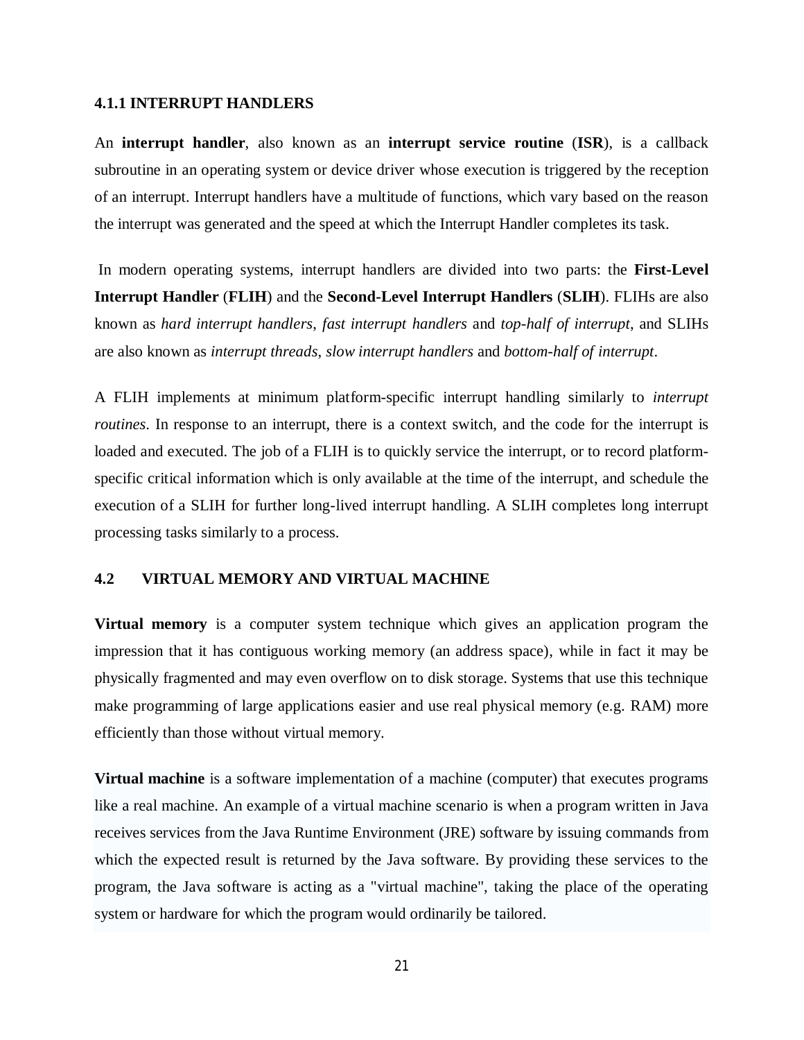### 4.1.1 INTERRUPT HANDLERS

An **interrupt handler**, also known as an **interrupt service routine** (**ISR**), is a callback subroutine in an operating system or device driver whose execution is triggered by the reception of an interrupt. Interrupt handlers have a multitude of functions, which vary based on the reason the interrupt was generated and the speed at which the Interrupt Handler completes its task.

In modern operating systems, interrupt handlers are divided into two parts: the **First-Level Interrupt Handler** (**FLIH**) and the **Second-Level Interrupt Handlers** (**SLIH**). FLIHs are also known as *hard interrupt handlers*, *fast interrupt handlers* and *top-half of interrupt*, and SLIHs are also known as *interrupt threads*, *slow interrupt handlers* and *bottom-half of interrupt*.

A FLIH implements at minimum platform-specific interrupt handling similarly to *interrupt routines*. In response to an interrupt, there is a context switch, and the code for the interrupt is loaded and executed. The job of a FLIH is to quickly service the interrupt, or to record platform-specific critical information which is only available at the time of the interrupt, and schedule the execution of a SLIH for further long-lived interrupt handling. A SLIH completes long interrupt processing tasks similarly to a process.

## 4.2 VIRTUAL MEMORY AND VIRTUAL MACHINE

**Virtual memory** is a computer system technique which gives an application program the impression that it has contiguous working memory (an address space), while in fact it may be physically fragmented and may even overflow on to disk storage. Systems that use this technique make programming of large applications easier and use real physical memory (e.g. RAM) more efficiently than those without virtual memory.

**Virtual machine** is a software implementation of a machine (computer) that executes programs like a real machine. An example of a virtual machine scenario is when a program written in Java receives services from the Java Runtime Environment (JRE) software by issuing commands from which the expected result is returned by the Java software. By providing these services to the program, the Java software is acting as a "virtual machine", taking the place of the operating system or hardware for which the program would ordinarily be tailored.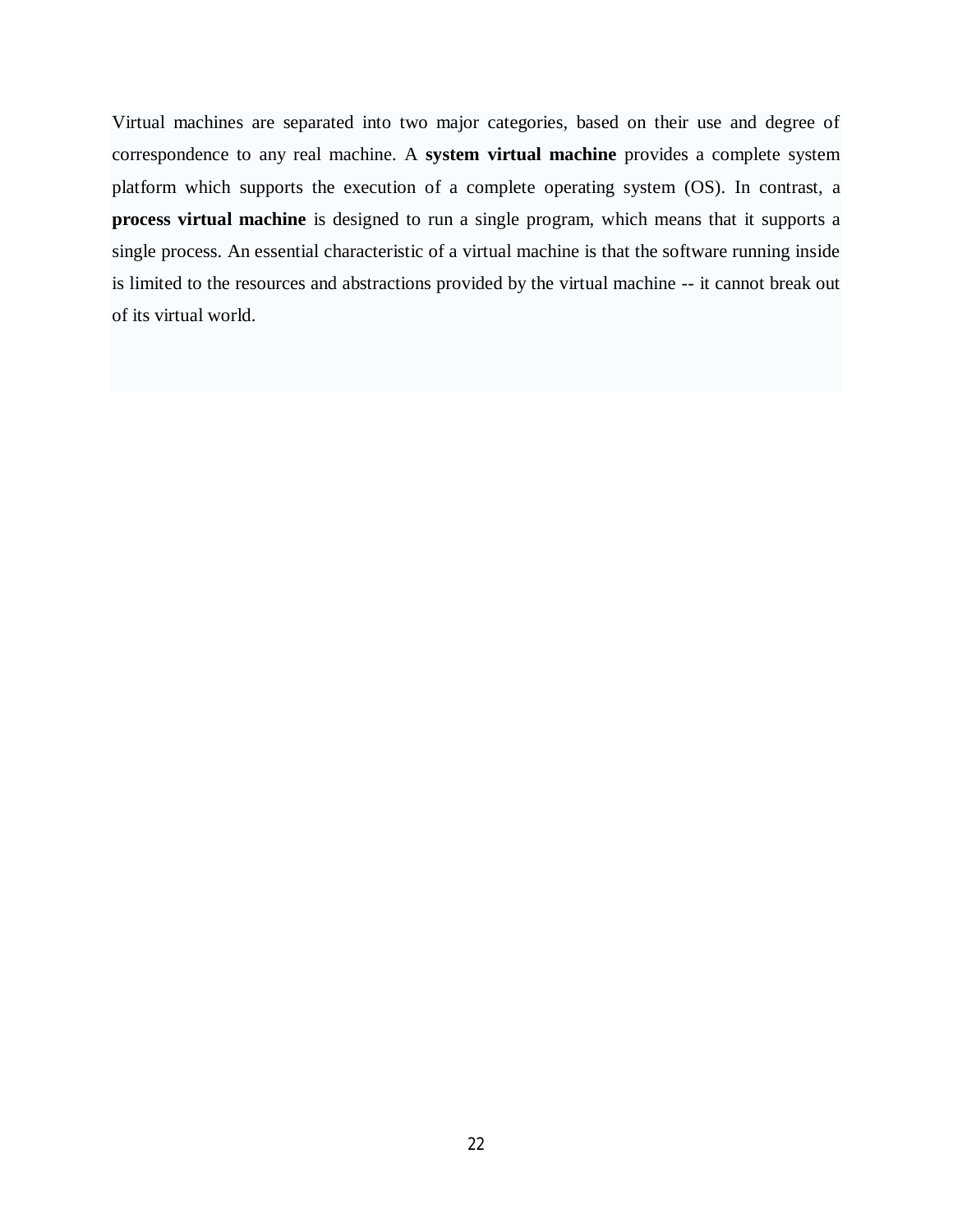Virtual machines are separated into two major categories, based on their use and degree of correspondence to any real machine. A **system virtual machine** provides a complete system platform which supports the execution of a complete operating system (OS). In contrast, a **process virtual machine** is designed to run a single program, which means that it supports a single process. An essential characteristic of a virtual machine is that the software running inside is limited to the resources and abstractions provided by the virtual machine -- it cannot break out of its virtual world.